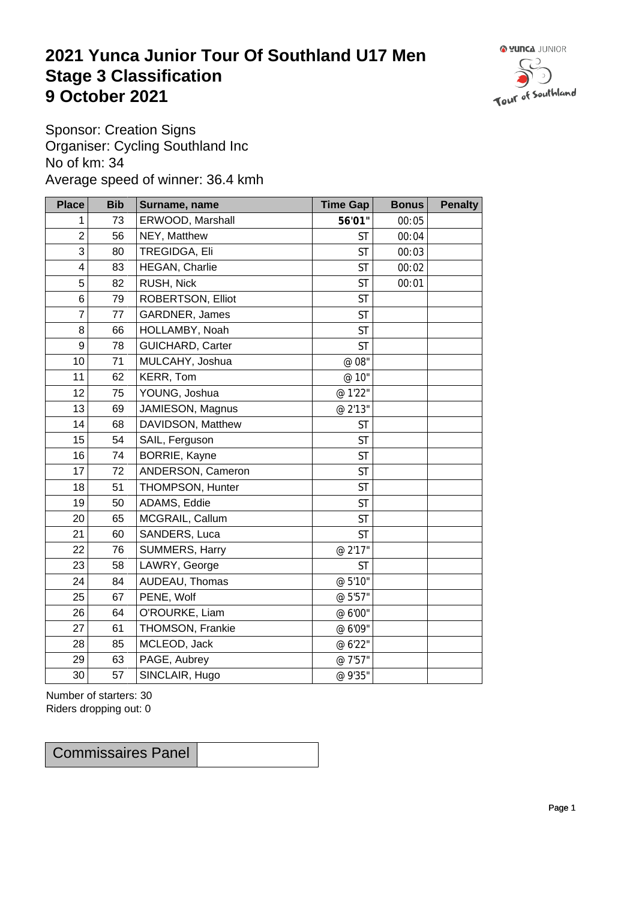# 2021 Yunca Junior Tour Of Southland U17 Men
# Stage 3 Classification
# 9 October 2021

Sponsor: Creation Signs
Organiser: Cycling Southland Inc
No of km: 34
Average speed of winner: 36.4 kmh

| Place | Bib | Surname, name | Time Gap | Bonus | Penalty |
|---|---|---|---|---|---|
| 1 | 73 | ERWOOD, Marshall | **56'01"** | 00:05 | |
| 2 | 56 | NEY, Matthew | ST | 00:04 | |
| 3 | 80 | TREGIDGA, Eli | ST | 00:03 | |
| 4 | 83 | HEGAN, Charlie | ST | 00:02 | |
| 5 | 82 | RUSH, Nick | ST | 00:01 | |
| 6 | 79 | ROBERTSON, Elliot | ST | | |
| 7 | 77 | GARDNER, James | ST | | |
| 8 | 66 | HOLLAMBY, Noah | ST | | |
| 9 | 78 | GUICHARD, Carter | ST | | |
| 10 | 71 | MULCAHY, Joshua | @ 08" | | |
| 11 | 62 | KERR, Tom | @ 10" | | |
| 12 | 75 | YOUNG, Joshua | @ 1'22" | | |
| 13 | 69 | JAMIESON, Magnus | @ 2'13" | | |
| 14 | 68 | DAVIDSON, Matthew | ST | | |
| 15 | 54 | SAIL, Ferguson | ST | | |
| 16 | 74 | BORRIE, Kayne | ST | | |
| 17 | 72 | ANDERSON, Cameron | ST | | |
| 18 | 51 | THOMPSON, Hunter | ST | | |
| 19 | 50 | ADAMS, Eddie | ST | | |
| 20 | 65 | MCGRAIL, Callum | ST | | |
| 21 | 60 | SANDERS, Luca | ST | | |
| 22 | 76 | SUMMERS, Harry | @ 2'17" | | |
| 23 | 58 | LAWRY, George | ST | | |
| 24 | 84 | AUDEAU, Thomas | @ 5'10" | | |
| 25 | 67 | PENE, Wolf | @ 5'57" | | |
| 26 | 64 | O'ROURKE, Liam | @ 6'00" | | |
| 27 | 61 | THOMSON, Frankie | @ 6'09" | | |
| 28 | 85 | MCLEOD, Jack | @ 6'22" | | |
| 29 | 63 | PAGE, Aubrey | @ 7'57" | | |
| 30 | 57 | SINCLAIR, Hugo | @ 9'35" | | |

Number of starters: 30
Riders dropping out: 0

| Commissaires Panel | |
|---|---|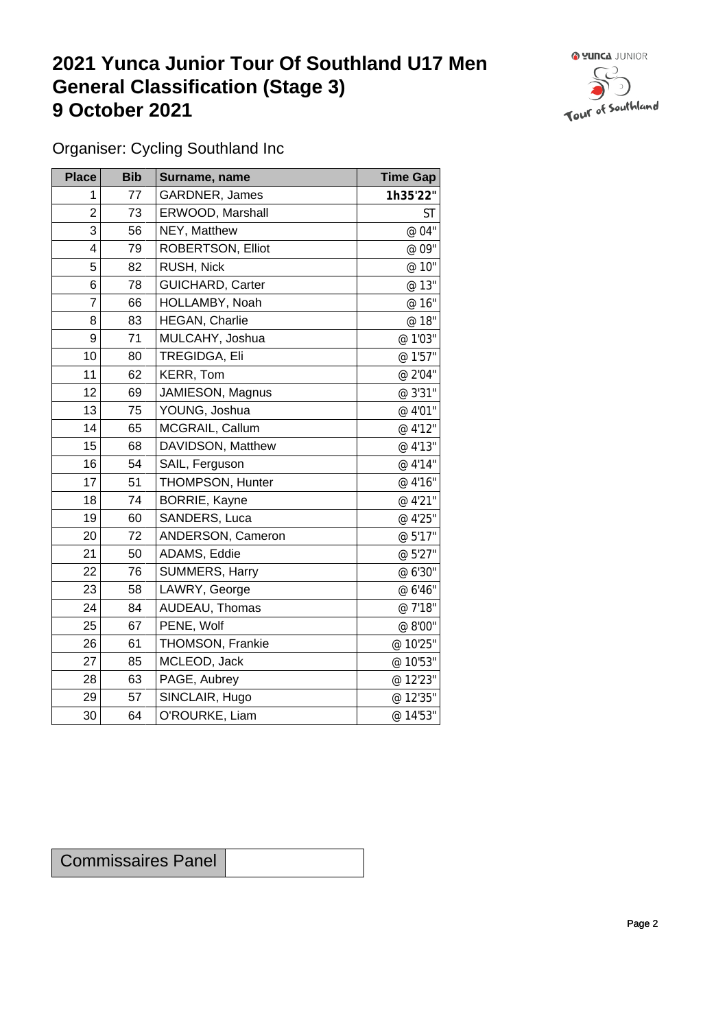# 2021 Yunca Junior Tour Of Southland U17 Men
# General Classification (Stage 3)
# 9 October 2021

Organiser: Cycling Southland Inc

| Place | Bib | Surname, name | Time Gap |
|---|---|---|---|
| 1 | 77 | GARDNER, James | **1h35'22"** |
| 2 | 73 | ERWOOD, Marshall | ST |
| 3 | 56 | NEY, Matthew | @ 04" |
| 4 | 79 | ROBERTSON, Elliot | @ 09" |
| 5 | 82 | RUSH, Nick | @ 10" |
| 6 | 78 | GUICHARD, Carter | @ 13" |
| 7 | 66 | HOLLAMBY, Noah | @ 16" |
| 8 | 83 | HEGAN, Charlie | @ 18" |
| 9 | 71 | MULCAHY, Joshua | @ 1'03" |
| 10 | 80 | TREGIDGA, Eli | @ 1'57" |
| 11 | 62 | KERR, Tom | @ 2'04" |
| 12 | 69 | JAMIESON, Magnus | @ 3'31" |
| 13 | 75 | YOUNG, Joshua | @ 4'01" |
| 14 | 65 | MCGRAIL, Callum | @ 4'12" |
| 15 | 68 | DAVIDSON, Matthew | @ 4'13" |
| 16 | 54 | SAIL, Ferguson | @ 4'14" |
| 17 | 51 | THOMPSON, Hunter | @ 4'16" |
| 18 | 74 | BORRIE, Kayne | @ 4'21" |
| 19 | 60 | SANDERS, Luca | @ 4'25" |
| 20 | 72 | ANDERSON, Cameron | @ 5'17" |
| 21 | 50 | ADAMS, Eddie | @ 5'27" |
| 22 | 76 | SUMMERS, Harry | @ 6'30" |
| 23 | 58 | LAWRY, George | @ 6'46" |
| 24 | 84 | AUDEAU, Thomas | @ 7'18" |
| 25 | 67 | PENE, Wolf | @ 8'00" |
| 26 | 61 | THOMSON, Frankie | @ 10'25" |
| 27 | 85 | MCLEOD, Jack | @ 10'53" |
| 28 | 63 | PAGE, Aubrey | @ 12'23" |
| 29 | 57 | SINCLAIR, Hugo | @ 12'35" |
| 30 | 64 | O'ROURKE, Liam | @ 14'53" |

| Commissaires Panel | |
|---|---|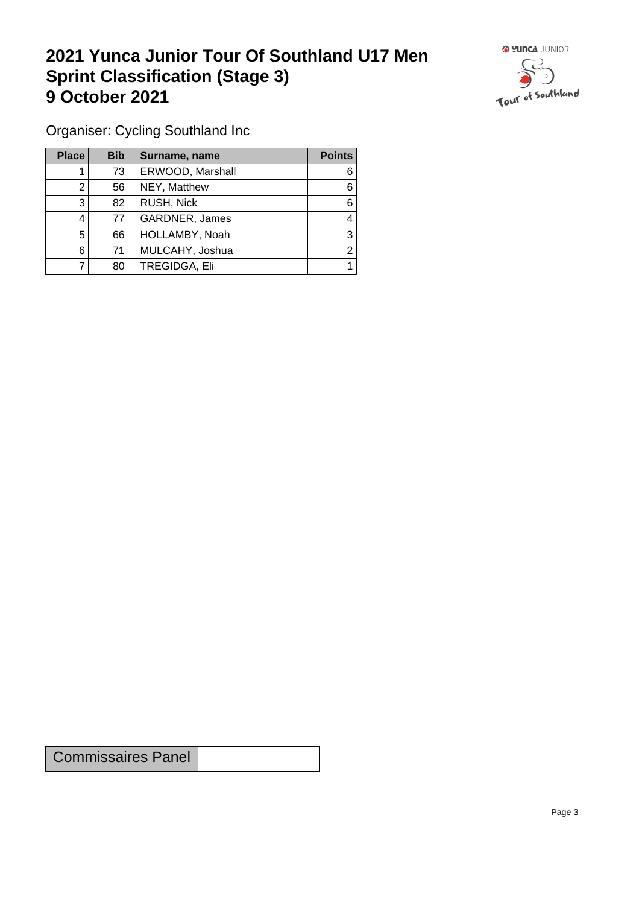# 2021 Yunca Junior Tour Of Southland U17 Men Sprint Classification (Stage 3) 9 October 2021

Organiser: Cycling Southland Inc

| Place | Bib | Surname, name | Points |
|---|---|---|---|
| 1 | 73 | ERWOOD, Marshall | 6 |
| 2 | 56 | NEY, Matthew | 6 |
| 3 | 82 | RUSH, Nick | 6 |
| 4 | 77 | GARDNER, James | 4 |
| 5 | 66 | HOLLAMBY, Noah | 3 |
| 6 | 71 | MULCAHY, Joshua | 2 |
| 7 | 80 | TREGIDGA, Eli | 1 |

| Commissaires Panel | |
|---|---|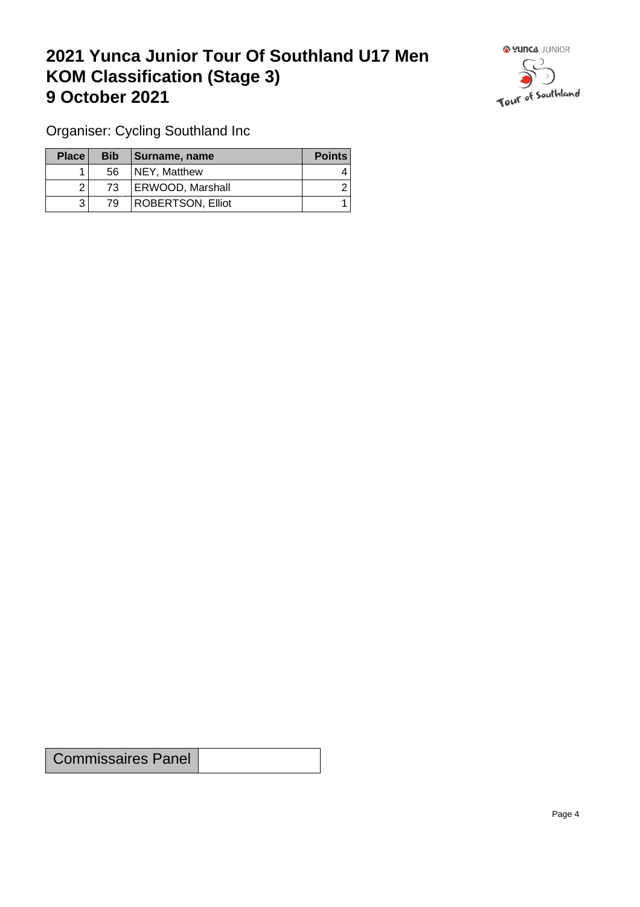# 2021 Yunca Junior Tour Of Southland U17 Men
# KOM Classification (Stage 3)
# 9 October 2021

Organiser: Cycling Southland Inc

| Place | Bib | Surname, name | Points |
|---|---|---|---|
| 1 | 56 | NEY, Matthew | 4 |
| 2 | 73 | ERWOOD, Marshall | 2 |
| 3 | 79 | ROBERTSON, Elliot | 1 |

| Commissaires Panel | |
|---|---|